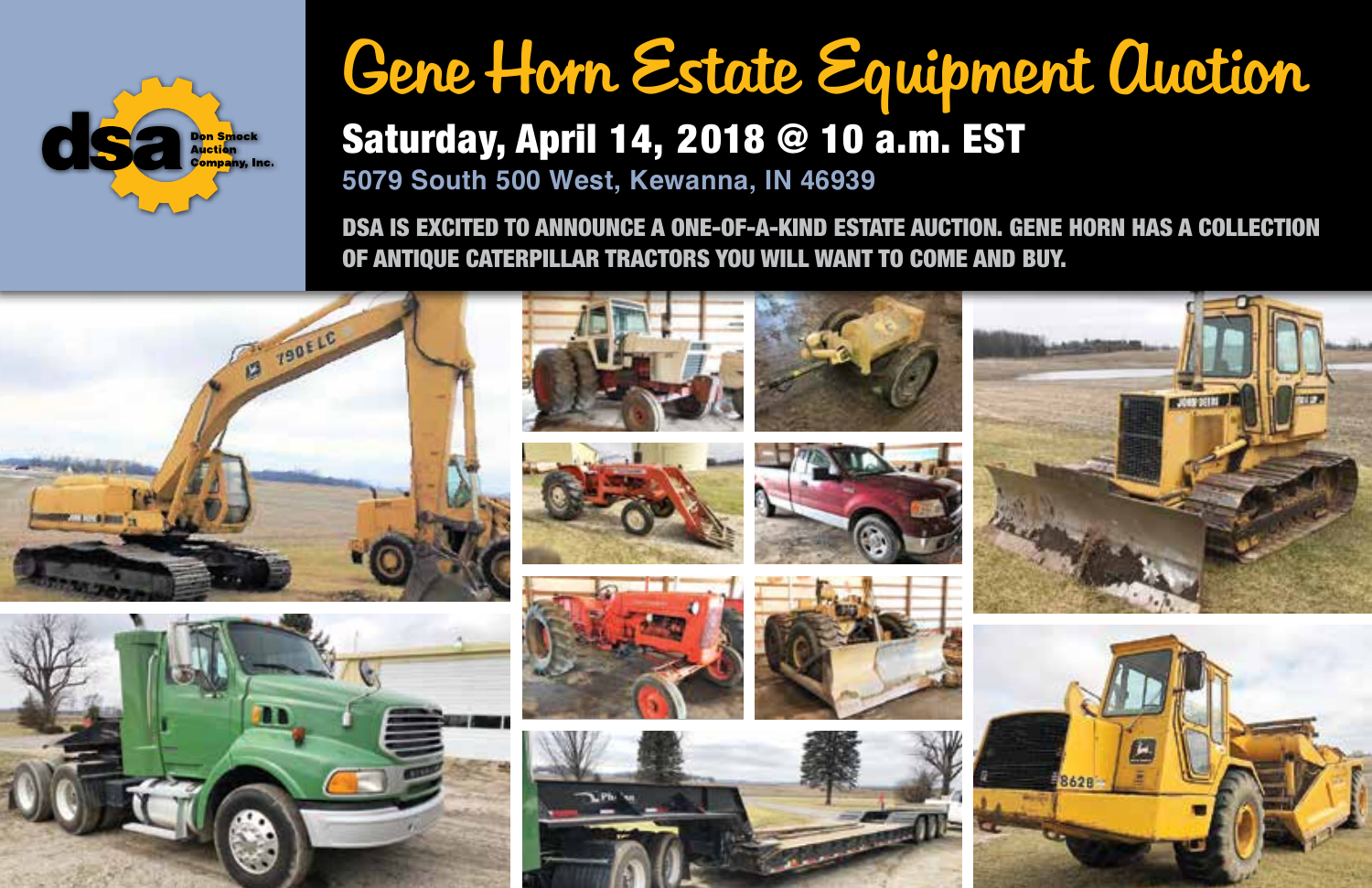dsa Don Smock Auction Company, Inc.

# Gene Horn Estate Equipment Auction

## Saturday, April 14, 2018 @ 10 a.m. EST

**5079 South 500 West, Kewanna, IN 46939**

**DSA IS EXCITED TO ANNOUNCE A ONE-OF-A-KIND ESTATE AUCTION. GENE HORN HAS A COLLECTION OF ANTIQUE CATERPILLAR TRACTORS YOU WILL WANT TO COME AND BUY.**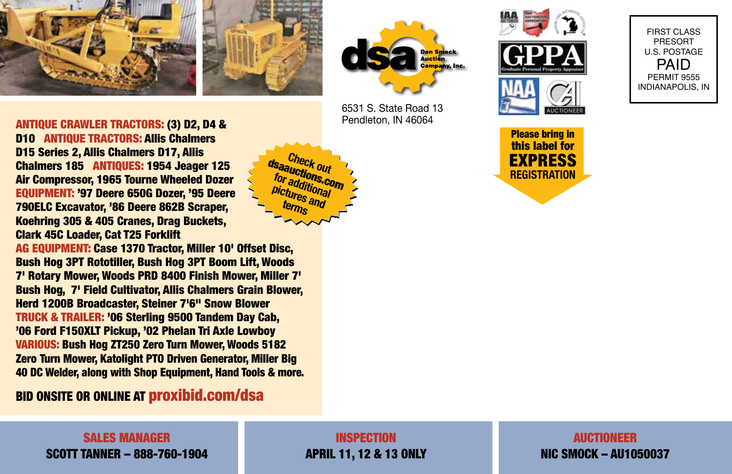**ANTIQUE CRAWLER TRACTORS:** (3) D2, D4 & D10 **ANTIQUE TRACTORS:** Allis Chalmers D15 Series 2, Allis Chalmers D17, Allis Chalmers 185 **ANTIQUES:** 1954 Jeager 125 Air Compressor, 1965 Tourne Wheeled Dozer **EQUIPMENT:** '97 Deere 650G Dozer, '95 Deere 790ELC Excavator, '86 Deere 862B Scraper, Koehring 305 & 405 Cranes, Drag Buckets, Clark 45C Loader, Cat T25 Forklift
**AG EQUIPMENT:** Case 1370 Tractor, Miller 10' Offset Disc, Bush Hog 3PT Rototiller, Bush Hog 3PT Boom Lift, Woods 7' Rotary Mower, Woods PRD 8400 Finish Mower, Miller 7' Bush Hog, 7' Field Cultivator, Allis Chalmers Grain Blower, Herd 1200B Broadcaster, Steiner 7'6" Snow Blower
**TRUCK & TRAILER:** '06 Sterling 9500 Tandem Day Cab, '06 Ford F150XLT Pickup, '02 Phelan Tri Axle Lowboy
**VARIOUS:** Bush Hog ZT250 Zero Turn Mower, Woods 5182 Zero Turn Mower, Katolight PTO Driven Generator, Miller Big 40 DC Welder, along with Shop Equipment, Hand Tools & more.

Check out dsaauctions.com for additional pictures and terms

**BID ONSITE OR ONLINE AT proxibid.com/dsa**

dsa Don Smock Auction Company, Inc.

6531 S. State Road 13
Pendleton, IN 46064

IAA AUCTIONEER
GPPA Graduate Personal Property Appraiser
NAA
CAI AUCTIONEER

FIRST CLASS PRESORT U.S. POSTAGE PAID PERMIT 9555 INDIANAPOLIS, IN

Please bring in this label for **EXPRESS** REGISTRATION

**SALES MANAGER**
**SCOTT TANNER – 888-760-1904**

**INSPECTION**
**APRIL 11, 12 & 13 ONLY**

**AUCTIONEER**
**NIC SMOCK – AU1050037**